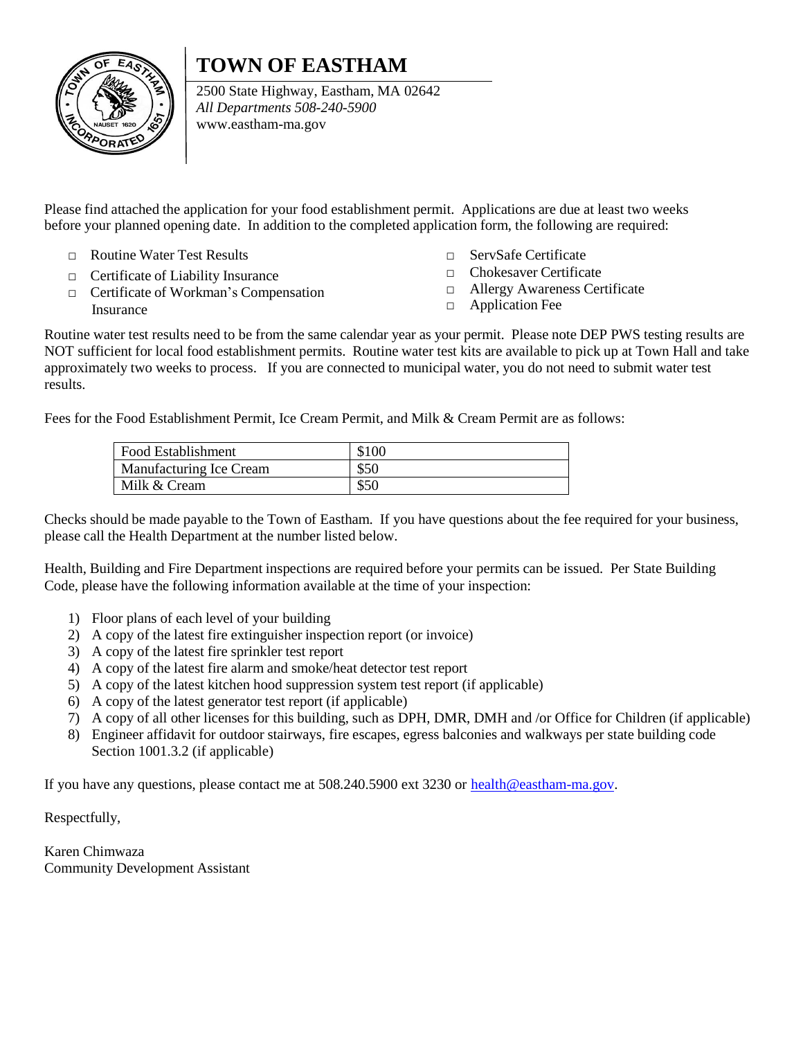# TOWN OF EASTHAM

2500 State Highway, Eastham, MA 02642
*All Departments 508-240-5900*
www.eastham-ma.gov

Please find attached the application for your food establishment permit. Applications are due at least two weeks before your planned opening date. In addition to the completed application form, the following are required:

- □ Routine Water Test Results
- □ Certificate of Liability Insurance
- □ Certificate of Workman's Compensation Insurance
- □ ServSafe Certificate
- □ Chokesaver Certificate
- □ Allergy Awareness Certificate
- □ Application Fee

Routine water test results need to be from the same calendar year as your permit. Please note DEP PWS testing results are NOT sufficient for local food establishment permits. Routine water test kits are available to pick up at Town Hall and take approximately two weeks to process. If you are connected to municipal water, you do not need to submit water test results.

Fees for the Food Establishment Permit, Ice Cream Permit, and Milk & Cream Permit are as follows:

| Food Establishment | $100 |
|---|---|
| Manufacturing Ice Cream | $50 |
| Milk & Cream | $50 |

Checks should be made payable to the Town of Eastham. If you have questions about the fee required for your business, please call the Health Department at the number listed below.

Health, Building and Fire Department inspections are required before your permits can be issued. Per State Building Code, please have the following information available at the time of your inspection:

1) Floor plans of each level of your building
2) A copy of the latest fire extinguisher inspection report (or invoice)
3) A copy of the latest fire sprinkler test report
4) A copy of the latest fire alarm and smoke/heat detector test report
5) A copy of the latest kitchen hood suppression system test report (if applicable)
6) A copy of the latest generator test report (if applicable)
7) A copy of all other licenses for this building, such as DPH, DMR, DMH and /or Office for Children (if applicable)
8) Engineer affidavit for outdoor stairways, fire escapes, egress balconies and walkways per state building code Section 1001.3.2 (if applicable)

If you have any questions, please contact me at 508.240.5900 ext 3230 or [health@eastham-ma.gov](mailto:health@eastham-ma.gov).

Respectfully,

Karen Chimwaza
Community Development Assistant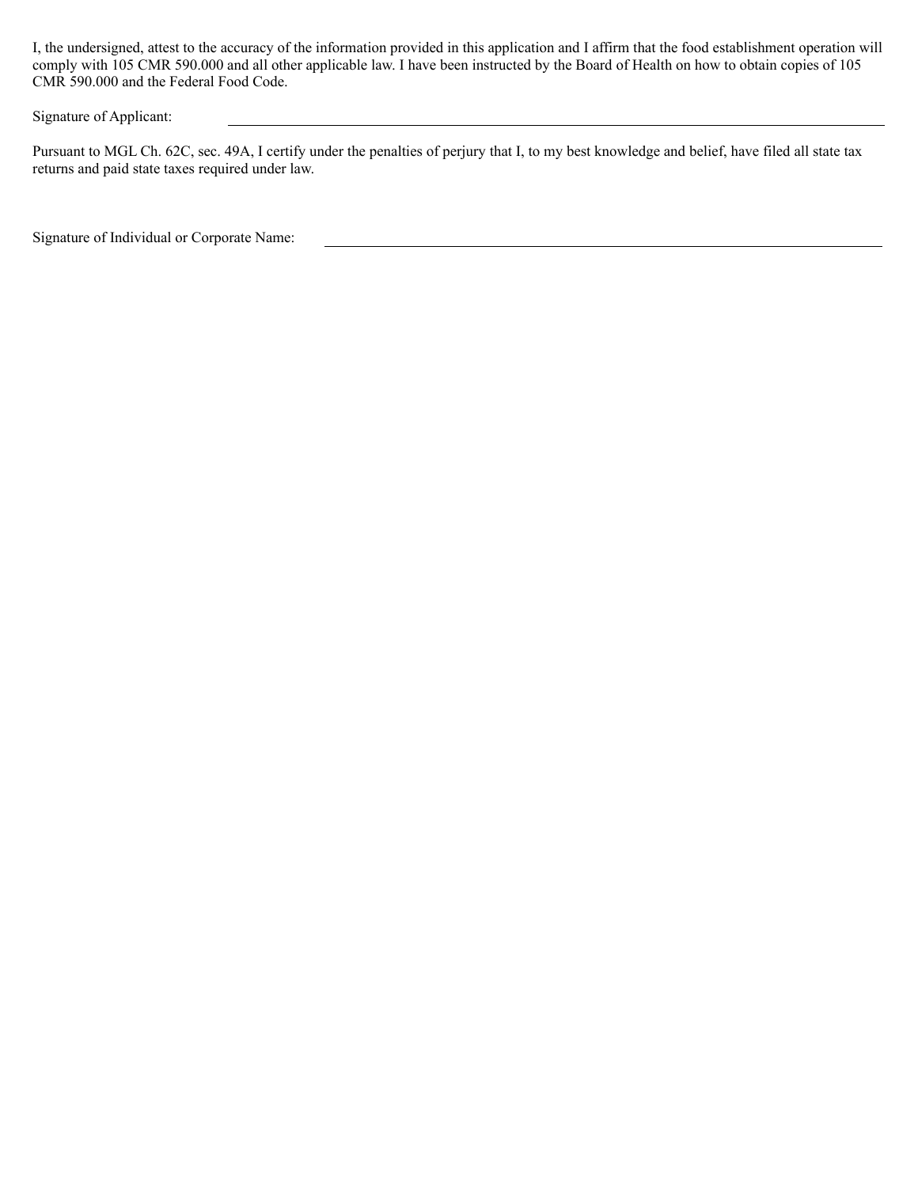I, the undersigned, attest to the accuracy of the information provided in this application and I affirm that the food establishment operation will comply with 105 CMR 590.000 and all other applicable law. I have been instructed by the Board of Health on how to obtain copies of 105 CMR 590.000 and the Federal Food Code.

Signature of Applicant: ______________________________________________

Pursuant to MGL Ch. 62C, sec. 49A, I certify under the penalties of perjury that I, to my best knowledge and belief, have filed all state tax returns and paid state taxes required under law.

Signature of Individual or Corporate Name: ______________________________________________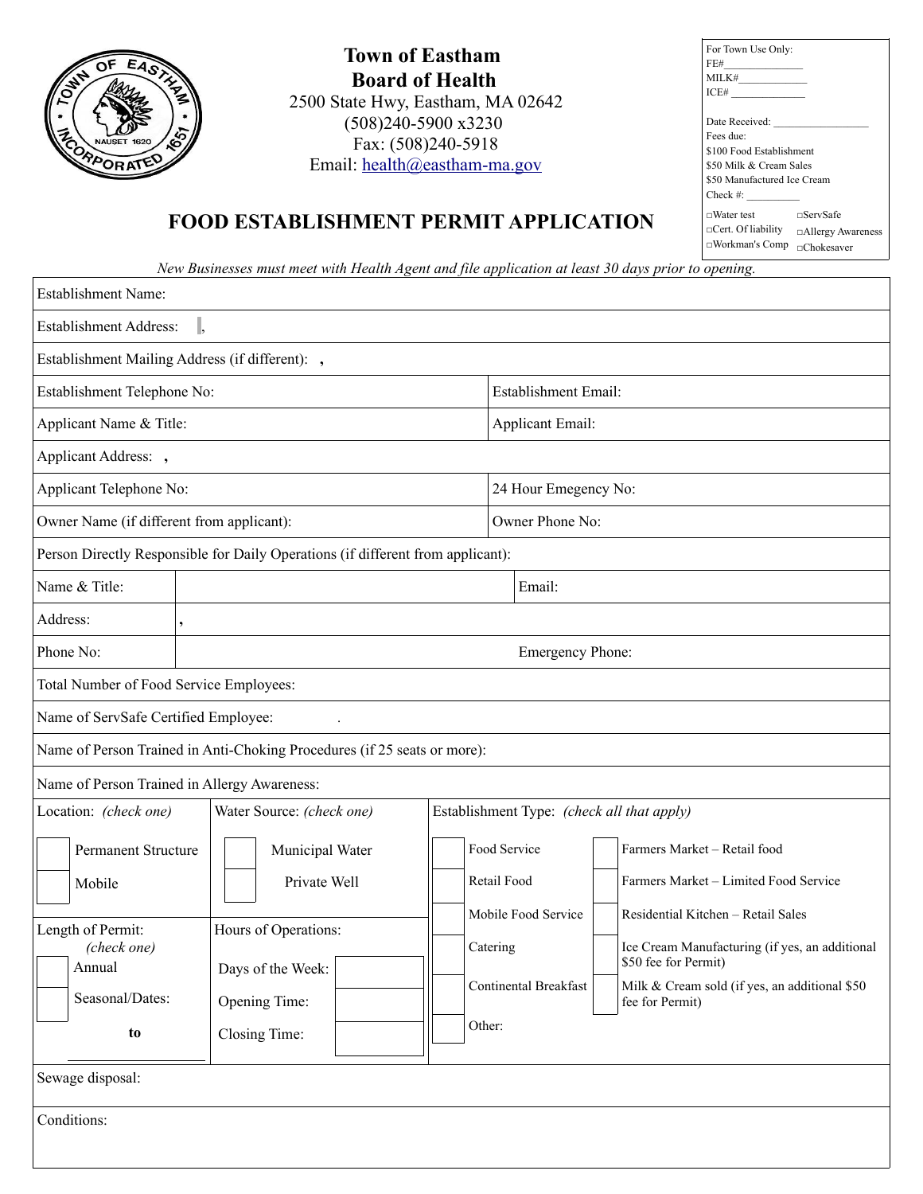# Town of Eastham
# Board of Health

2500 State Hwy, Eastham, MA 02642
(508)240-5900 x3230
Fax: (508)240-5918
Email: health@eastham-ma.gov

For Town Use Only:
FE#_______________
MILK#_____________
ICE# ______________

Date Received: __________________
Fees due:
$100 Food Establishment
$50 Milk & Cream Sales
$50 Manufactured Ice Cream
Check #: __________

□Water test □ServSafe
□Cert. Of liability □Allergy Awareness
□Workman's Comp □Chokesaver

## FOOD ESTABLISHMENT PERMIT APPLICATION

*New Businesses must meet with Health Agent and file application at least 30 days prior to opening.*

Establishment Name:

Establishment Address: ,

Establishment Mailing Address (if different): ,

| | |
|---|---|
| Establishment Telephone No: | Establishment Email: |
| Applicant Name & Title: | Applicant Email: |

Applicant Address: ,

| | |
|---|---|
| Applicant Telephone No: | 24 Hour Emegency No: |
| Owner Name (if different from applicant): | Owner Phone No: |

Person Directly Responsible for Daily Operations (if different from applicant):

| | | |
|---|---|---|
| Name & Title: | | Email: |
| Address: | , | |
| Phone No: | | Emergency Phone: |

Total Number of Food Service Employees:

Name of ServSafe Certified Employee: .

Name of Person Trained in Anti-Choking Procedures (if 25 seats or more):

Name of Person Trained in Allergy Awareness:

Location: *(check one)*
- ☐ Permanent Structure
- ☐ Mobile

Water Source: *(check one)*
- ☐ Municipal Water
- ☐ Private Well

Establishment Type: *(check all that apply)*
- ☐ Food Service
- ☐ Retail Food
- ☐ Mobile Food Service
- ☐ Catering
- ☐ Continental Breakfast
- ☐ Other:
- ☐ Farmers Market – Retail food
- ☐ Farmers Market – Limited Food Service
- ☐ Residential Kitchen – Retail Sales
- ☐ Ice Cream Manufacturing (if yes, an additional $50 fee for Permit)
- ☐ Milk & Cream sold (if yes, an additional $50 fee for Permit)

Length of Permit: *(check one)*
- ☐ Annual
- ☐ Seasonal/Dates:

to ___________________

Hours of Operations:

| | |
|---|---|
| Days of the Week: | |
| Opening Time: | |
| Closing Time: | |

Sewage disposal:

Conditions: